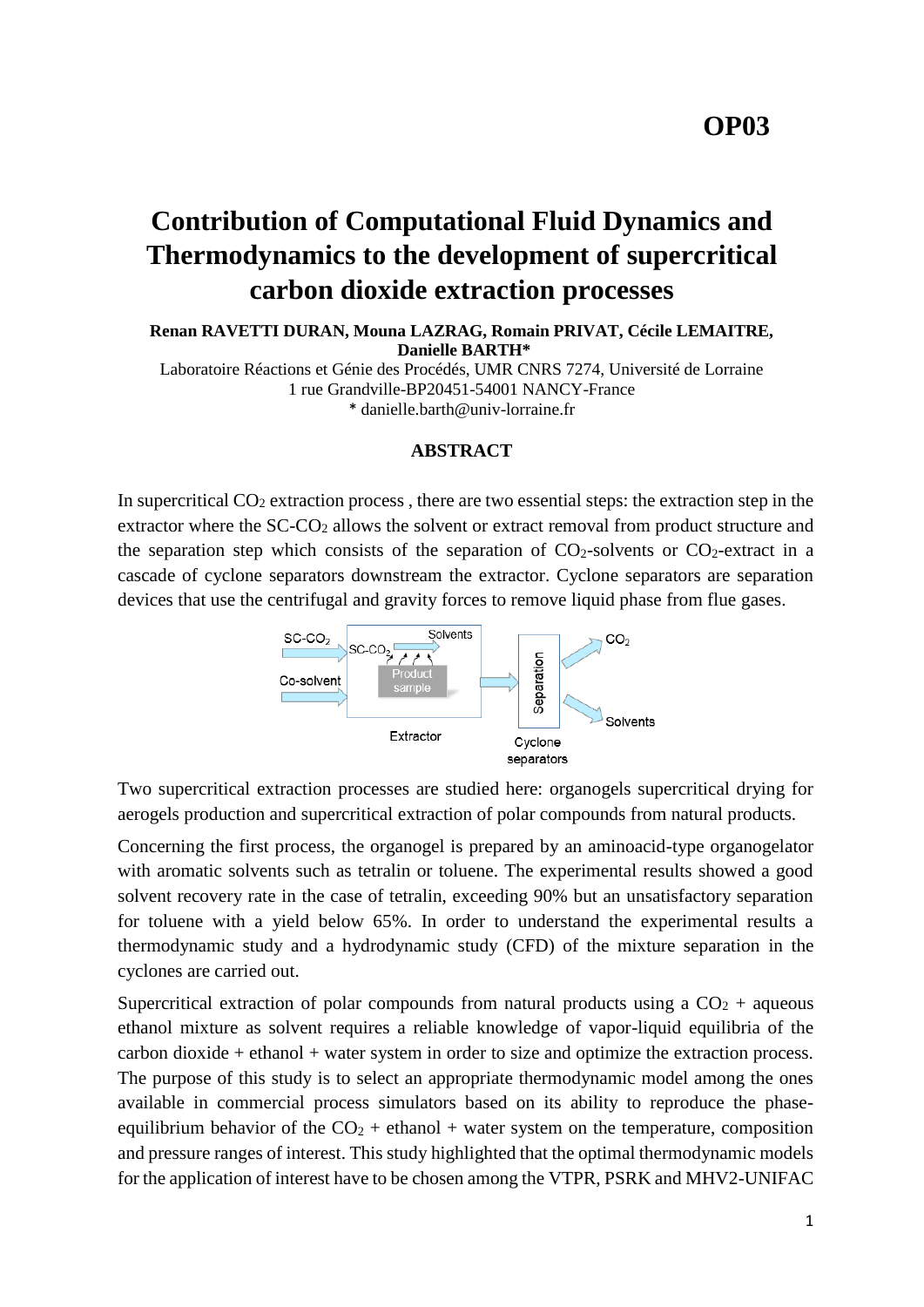OP03

# Contribution of Computational Fluid Dynamics and Thermodynamics to the development of supercritical carbon dioxide extraction processes

**Renan RAVETTI DURAN, Mouna LAZRAG, Romain PRIVAT, Cécile LEMAITRE, Danielle BARTH***

Laboratoire Réactions et Génie des Procédés, UMR CNRS 7274, Université de Lorraine
1 rue Grandville-BP20451-54001 NANCY-France
* danielle.barth@univ-lorraine.fr

## ABSTRACT

In supercritical $CO_2$ extraction process , there are two essential steps: the extraction step in the extractor where the SC-$CO_2$ allows the solvent or extract removal from product structure and the separation step which consists of the separation of $CO_2$-solvents or $CO_2$-extract in a cascade of cyclone separators downstream the extractor. Cyclone separators are separation devices that use the centrifugal and gravity forces to remove liquid phase from flue gases.

SC-$CO_2$ | Co-solvent | SC-$CO_2$ | Solvents | Product sample | Extractor | Separation | Cyclone separators | $CO_2$ | Solvents

Two supercritical extraction processes are studied here: organogels supercritical drying for aerogels production and supercritical extraction of polar compounds from natural products.

Concerning the first process, the organogel is prepared by an aminoacid-type organogelator with aromatic solvents such as tetralin or toluene. The experimental results showed a good solvent recovery rate in the case of tetralin, exceeding 90% but an unsatisfactory separation for toluene with a yield below 65%. In order to understand the experimental results a thermodynamic study and a hydrodynamic study (CFD) of the mixture separation in the cyclones are carried out.

Supercritical extraction of polar compounds from natural products using a $CO_2$ + aqueous ethanol mixture as solvent requires a reliable knowledge of vapor-liquid equilibria of the carbon dioxide + ethanol + water system in order to size and optimize the extraction process. The purpose of this study is to select an appropriate thermodynamic model among the ones available in commercial process simulators based on its ability to reproduce the phase-equilibrium behavior of the $CO_2$ + ethanol + water system on the temperature, composition and pressure ranges of interest. This study highlighted that the optimal thermodynamic models for the application of interest have to be chosen among the VTPR, PSRK and MHV2-UNIFAC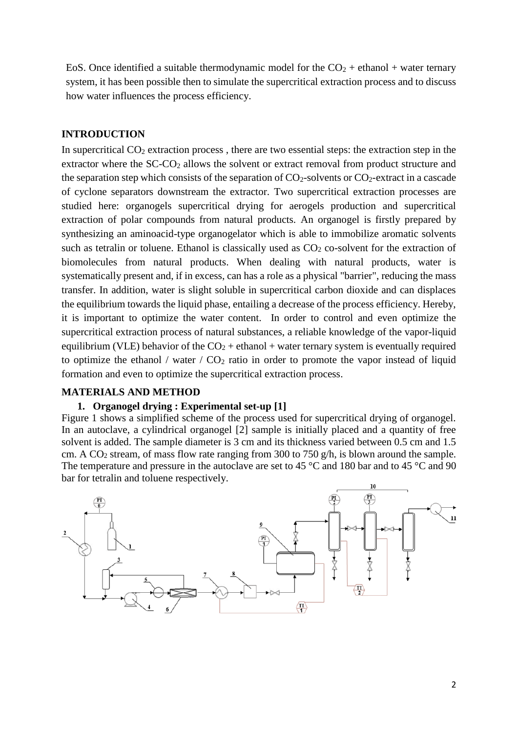EoS. Once identified a suitable thermodynamic model for the $CO_2$ + ethanol + water ternary system, it has been possible then to simulate the supercritical extraction process and to discuss how water influences the process efficiency.

## INTRODUCTION

In supercritical $CO_2$ extraction process , there are two essential steps: the extraction step in the extractor where the SC-$CO_2$ allows the solvent or extract removal from product structure and the separation step which consists of the separation of $CO_2$-solvents or $CO_2$-extract in a cascade of cyclone separators downstream the extractor. Two supercritical extraction processes are studied here: organogels supercritical drying for aerogels production and supercritical extraction of polar compounds from natural products. An organogel is firstly prepared by synthesizing an aminoacid-type organogelator which is able to immobilize aromatic solvents such as tetralin or toluene. Ethanol is classically used as $CO_2$ co-solvent for the extraction of biomolecules from natural products. When dealing with natural products, water is systematically present and, if in excess, can has a role as a physical "barrier", reducing the mass transfer. In addition, water is slight soluble in supercritical carbon dioxide and can displaces the equilibrium towards the liquid phase, entailing a decrease of the process efficiency. Hereby, it is important to optimize the water content. In order to control and even optimize the supercritical extraction process of natural substances, a reliable knowledge of the vapor-liquid equilibrium (VLE) behavior of the $CO_2$ + ethanol + water ternary system is eventually required to optimize the ethanol / water / $CO_2$ ratio in order to promote the vapor instead of liquid formation and even to optimize the supercritical extraction process.

## MATERIALS AND METHOD

### 1. Organogel drying : Experimental set-up [1]

Figure 1 shows a simplified scheme of the process used for supercritical drying of organogel. In an autoclave, a cylindrical organogel [2] sample is initially placed and a quantity of free solvent is added. The sample diameter is 3 cm and its thickness varied between 0.5 cm and 1.5 cm. A $CO_2$ stream, of mass flow rate ranging from 300 to 750 g/h, is blown around the sample. The temperature and pressure in the autoclave are set to 45 °C and 180 bar and to 45 °C and 90 bar for tetralin and toluene respectively.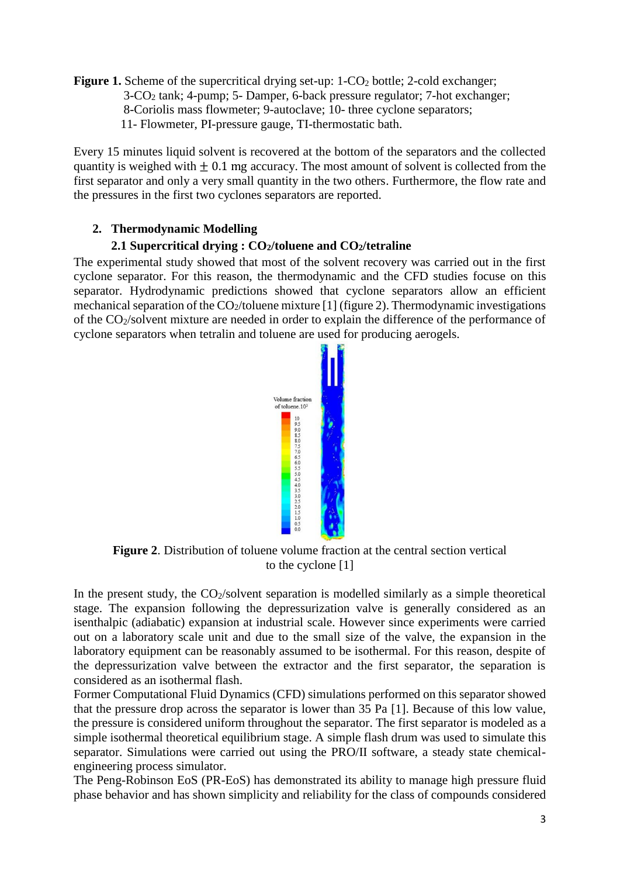**Figure 1.** Scheme of the supercritical drying set-up: 1-$CO_2$ bottle; 2-cold exchanger; 3-$CO_2$ tank; 4-pump; 5- Damper, 6-back pressure regulator; 7-hot exchanger; 8-Coriolis mass flowmeter; 9-autoclave; 10- three cyclone separators; 11- Flowmeter, PI-pressure gauge, TI-thermostatic bath.

Every 15 minutes liquid solvent is recovered at the bottom of the separators and the collected quantity is weighed with $\pm$ 0.1 mg accuracy. The most amount of solvent is collected from the first separator and only a very small quantity in the two others. Furthermore, the flow rate and the pressures in the first two cyclones separators are reported.

## 2. Thermodynamic Modelling

### 2.1 Supercritical drying : $CO_2$/toluene and $CO_2$/tetraline

The experimental study showed that most of the solvent recovery was carried out in the first cyclone separator. For this reason, the thermodynamic and the CFD studies focuse on this separator. Hydrodynamic predictions showed that cyclone separators allow an efficient mechanical separation of the $CO_2$/toluene mixture [1] (figure 2). Thermodynamic investigations of the $CO_2$/solvent mixture are needed in order to explain the difference of the performance of cyclone separators when tetralin and toluene are used for producing aerogels.

**Figure 2**. Distribution of toluene volume fraction at the central section vertical to the cyclone [1]

In the present study, the $CO_2$/solvent separation is modelled similarly as a simple theoretical stage. The expansion following the depressurization valve is generally considered as an isenthalpic (adiabatic) expansion at industrial scale. However since experiments were carried out on a laboratory scale unit and due to the small size of the valve, the expansion in the laboratory equipment can be reasonably assumed to be isothermal. For this reason, despite of the depressurization valve between the extractor and the first separator, the separation is considered as an isothermal flash.

Former Computational Fluid Dynamics (CFD) simulations performed on this separator showed that the pressure drop across the separator is lower than 35 Pa [1]. Because of this low value, the pressure is considered uniform throughout the separator. The first separator is modeled as a simple isothermal theoretical equilibrium stage. A simple flash drum was used to simulate this separator. Simulations were carried out using the PRO/II software, a steady state chemical-engineering process simulator.

The Peng-Robinson EoS (PR-EoS) has demonstrated its ability to manage high pressure fluid phase behavior and has shown simplicity and reliability for the class of compounds considered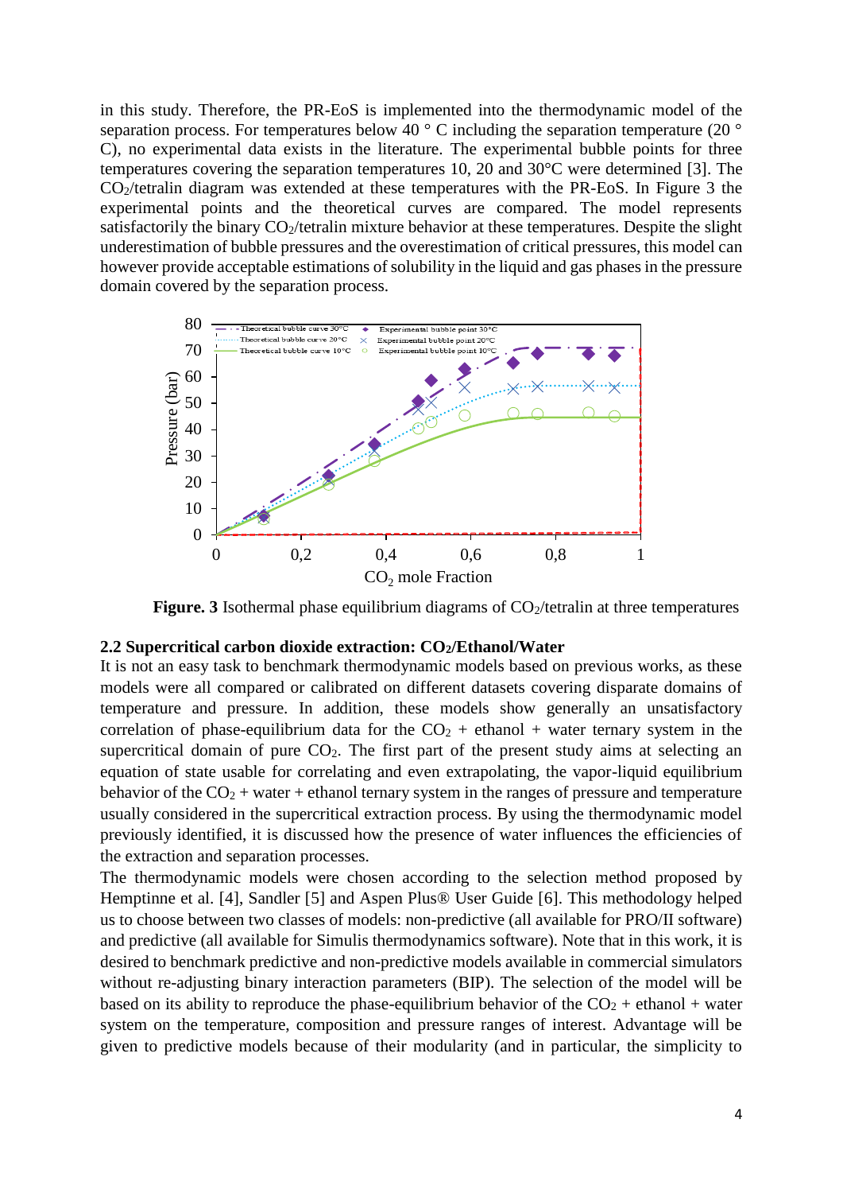in this study. Therefore, the PR-EoS is implemented into the thermodynamic model of the separation process. For temperatures below 40 ° C including the separation temperature (20 ° C), no experimental data exists in the literature. The experimental bubble points for three temperatures covering the separation temperatures 10, 20 and 30°C were determined [3]. The $CO_2$/tetralin diagram was extended at these temperatures with the PR-EoS. In Figure 3 the experimental points and the theoretical curves are compared. The model represents satisfactorily the binary $CO_2$/tetralin mixture behavior at these temperatures. Despite the slight underestimation of bubble pressures and the overestimation of critical pressures, this model can however provide acceptable estimations of solubility in the liquid and gas phases in the pressure domain covered by the separation process.

**Figure. 3** Isothermal phase equilibrium diagrams of $CO_2$/tetralin at three temperatures

### 2.2 Supercritical carbon dioxide extraction: $CO_2$/Ethanol/Water

It is not an easy task to benchmark thermodynamic models based on previous works, as these models were all compared or calibrated on different datasets covering disparate domains of temperature and pressure. In addition, these models show generally an unsatisfactory correlation of phase-equilibrium data for the $CO_2$ + ethanol + water ternary system in the supercritical domain of pure $CO_2$. The first part of the present study aims at selecting an equation of state usable for correlating and even extrapolating, the vapor-liquid equilibrium behavior of the $CO_2$ + water + ethanol ternary system in the ranges of pressure and temperature usually considered in the supercritical extraction process. By using the thermodynamic model previously identified, it is discussed how the presence of water influences the efficiencies of the extraction and separation processes.

The thermodynamic models were chosen according to the selection method proposed by Hemptinne et al. [4], Sandler [5] and Aspen Plus® User Guide [6]. This methodology helped us to choose between two classes of models: non-predictive (all available for PRO/II software) and predictive (all available for Simulis thermodynamics software). Note that in this work, it is desired to benchmark predictive and non-predictive models available in commercial simulators without re-adjusting binary interaction parameters (BIP). The selection of the model will be based on its ability to reproduce the phase-equilibrium behavior of the $CO_2$ + ethanol + water system on the temperature, composition and pressure ranges of interest. Advantage will be given to predictive models because of their modularity (and in particular, the simplicity to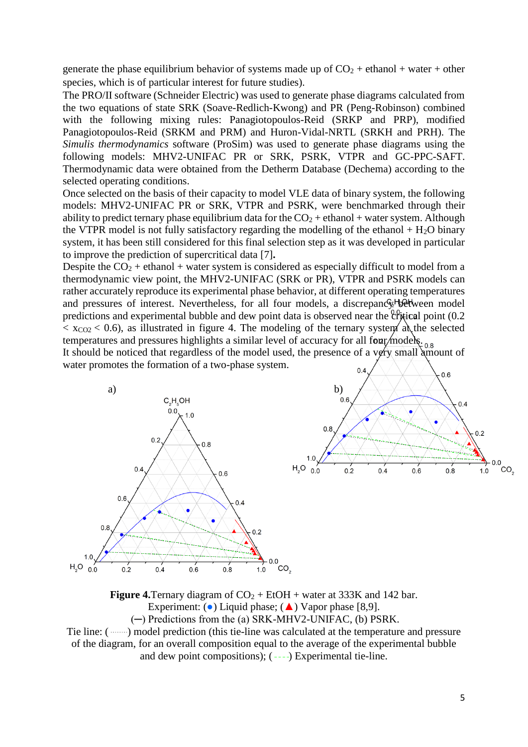generate the phase equilibrium behavior of systems made up of $CO_2$ + ethanol + water + other species, which is of particular interest for future studies).

The PRO/II software (Schneider Electric) was used to generate phase diagrams calculated from the two equations of state SRK (Soave-Redlich-Kwong) and PR (Peng-Robinson) combined with the following mixing rules: Panagiotopoulos-Reid (SRKP and PRP), modified Panagiotopoulos-Reid (SRKM and PRM) and Huron-Vidal-NRTL (SRKH and PRH). The *Simulis thermodynamics* software (ProSim) was used to generate phase diagrams using the following models: MHV2-UNIFAC PR or SRK, VTPR, PSRK, VTPR and GC-PPC-SAFT. Thermodynamic data were obtained from the Detherm Database (Dechema) according to the selected operating conditions.

Once selected on the basis of their capacity to model VLE data of binary system, the following models: MHV2-UNIFAC PR or SRK, VTPR and PSRK, were benchmarked through their ability to predict ternary phase equilibrium data for the $CO_2$ + ethanol + water system. Although the VTPR model is not fully satisfactory regarding the modelling of the ethanol + $H_2O$ binary system, it has been still considered for this final selection step as it was developed in particular to improve the prediction of supercritical data [7].

Despite the $CO_2$ + ethanol + water system is considered as especially difficult to model from a thermodynamic view point, the MHV2-UNIFAC (SRK or PR), VTPR and PSRK models can rather accurately reproduce its experimental phase behavior, at different operating temperatures and pressures of interest. Nevertheless, for all four models, a discrepancy between model predictions and experimental bubble and dew point data is observed near the critical point ($0.2 < x_{CO2} < 0.6$), as illustrated in figure 4. The modeling of the ternary system at the selected temperatures and pressures highlights a similar level of accuracy for all four models.

It should be noticed that regardless of the model used, the presence of a very small amount of water promotes the formation of a two-phase system.

**Figure 4.**Ternary diagram of $CO_2$ + EtOH + water at 333K and 142 bar.
Experiment: (●) Liquid phase; (▲) Vapor phase [8,9].
(—) Predictions from the (a) SRK-MHV2-UNIFAC, (b) PSRK.
Tie line: (·······) model prediction (this tie-line was calculated at the temperature and pressure of the diagram, for an overall composition equal to the average of the experimental bubble and dew point compositions); (- - - -) Experimental tie-line.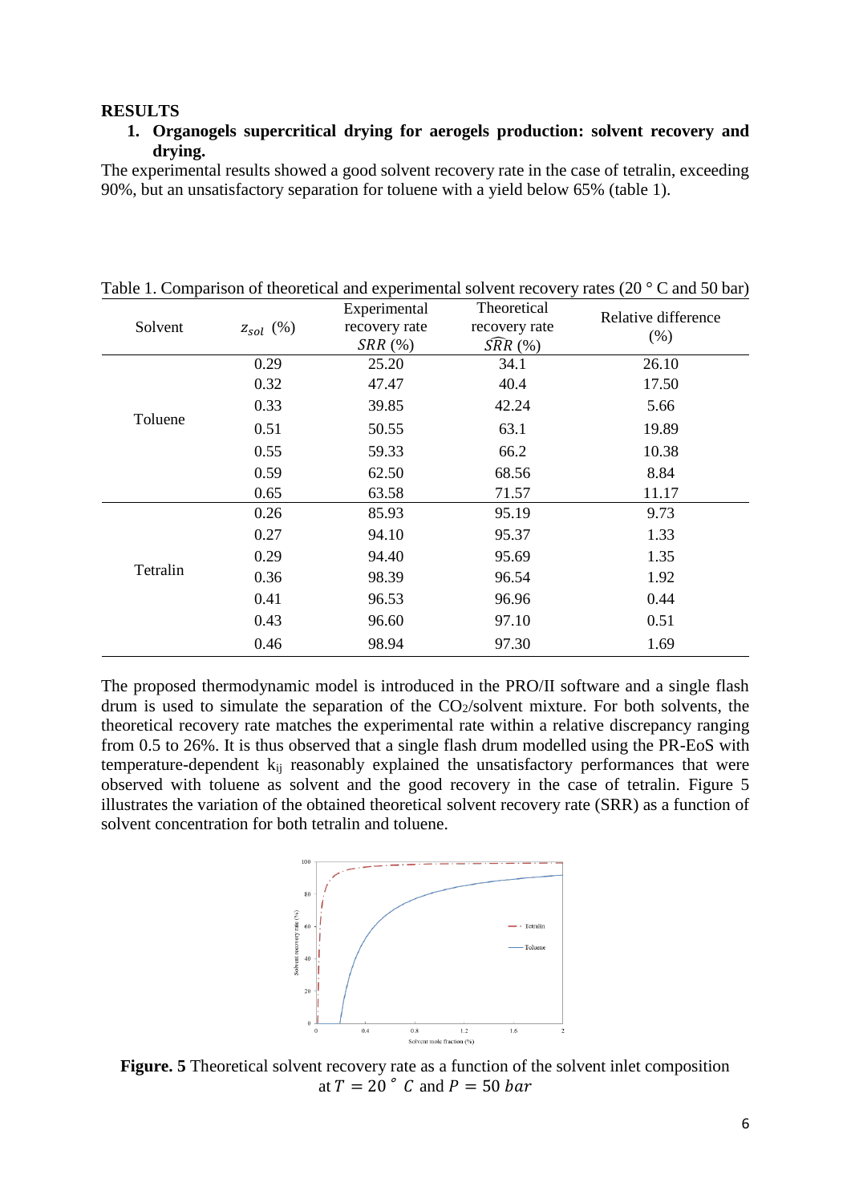# RESULTS

## 1. Organogels supercritical drying for aerogels production: solvent recovery and drying.

The experimental results showed a good solvent recovery rate in the case of tetralin, exceeding 90%, but an unsatisfactory separation for toluene with a yield below 65% (table 1).

Table 1. Comparison of theoretical and experimental solvent recovery rates (20 ° C and 50 bar)

| Solvent | $z_{sol}$ (%) | Experimental recovery rate $SRR$ (%) | Theoretical recovery rate $\widehat{SRR}$ (%) | Relative difference (%) |
|---|---|---|---|---|
| Toluene | 0.29 | 25.20 | 34.1 | 26.10 |
| | 0.32 | 47.47 | 40.4 | 17.50 |
| | 0.33 | 39.85 | 42.24 | 5.66 |
| | 0.51 | 50.55 | 63.1 | 19.89 |
| | 0.55 | 59.33 | 66.2 | 10.38 |
| | 0.59 | 62.50 | 68.56 | 8.84 |
| | 0.65 | 63.58 | 71.57 | 11.17 |
| Tetralin | 0.26 | 85.93 | 95.19 | 9.73 |
| | 0.27 | 94.10 | 95.37 | 1.33 |
| | 0.29 | 94.40 | 95.69 | 1.35 |
| | 0.36 | 98.39 | 96.54 | 1.92 |
| | 0.41 | 96.53 | 96.96 | 0.44 |
| | 0.43 | 96.60 | 97.10 | 0.51 |
| | 0.46 | 98.94 | 97.30 | 1.69 |

The proposed thermodynamic model is introduced in the PRO/II software and a single flash drum is used to simulate the separation of the $CO_2$/solvent mixture. For both solvents, the theoretical recovery rate matches the experimental rate within a relative discrepancy ranging from 0.5 to 26%. It is thus observed that a single flash drum modelled using the PR-EoS with temperature-dependent $k_{ij}$ reasonably explained the unsatisfactory performances that were observed with toluene as solvent and the good recovery in the case of tetralin. Figure 5 illustrates the variation of the obtained theoretical solvent recovery rate (SRR) as a function of solvent concentration for both tetralin and toluene.

**Figure. 5** Theoretical solvent recovery rate as a function of the solvent inlet composition at $T = 20\ ° C$ and $P = 50\ bar$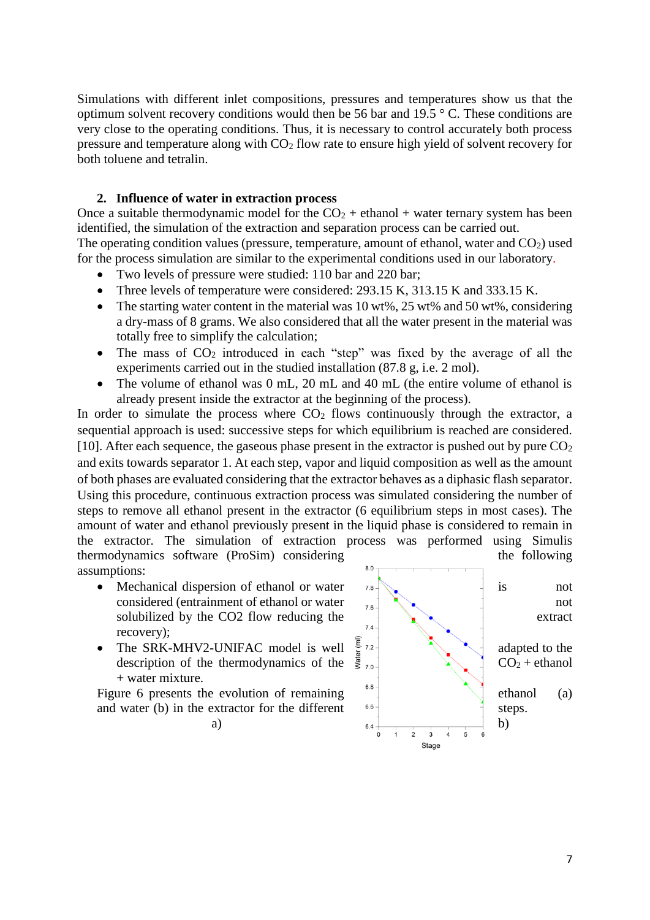Simulations with different inlet compositions, pressures and temperatures show us that the optimum solvent recovery conditions would then be 56 bar and 19.5 ° C. These conditions are very close to the operating conditions. Thus, it is necessary to control accurately both process pressure and temperature along with $CO_2$ flow rate to ensure high yield of solvent recovery for both toluene and tetralin.

## 2. Influence of water in extraction process

Once a suitable thermodynamic model for the $CO_2$ + ethanol + water ternary system has been identified, the simulation of the extraction and separation process can be carried out.
The operating condition values (pressure, temperature, amount of ethanol, water and $CO_2$) used for the process simulation are similar to the experimental conditions used in our laboratory.

- Two levels of pressure were studied: 110 bar and 220 bar;
- Three levels of temperature were considered: 293.15 K, 313.15 K and 333.15 K.
- The starting water content in the material was 10 wt%, 25 wt% and 50 wt%, considering a dry-mass of 8 grams. We also considered that all the water present in the material was totally free to simplify the calculation;
- The mass of $CO_2$ introduced in each "step" was fixed by the average of all the experiments carried out in the studied installation (87.8 g, i.e. 2 mol).
- The volume of ethanol was 0 mL, 20 mL and 40 mL (the entire volume of ethanol is already present inside the extractor at the beginning of the process).

In order to simulate the process where $CO_2$ flows continuously through the extractor, a sequential approach is used: successive steps for which equilibrium is reached are considered. [10]. After each sequence, the gaseous phase present in the extractor is pushed out by pure $CO_2$ and exits towards separator 1. At each step, vapor and liquid composition as well as the amount of both phases are evaluated considering that the extractor behaves as a diphasic flash separator. Using this procedure, continuous extraction process was simulated considering the number of steps to remove all ethanol present in the extractor (6 equilibrium steps in most cases). The amount of water and ethanol previously present in the liquid phase is considered to remain in the extractor. The simulation of extraction process was performed using Simulis thermodynamics software (ProSim) considering the following assumptions:

- Mechanical dispersion of ethanol or water is not considered (entrainment of ethanol or water not solubilized by the CO2 flow reducing the extract recovery);
- The SRK-MHV2-UNIFAC model is well adapted to the description of the thermodynamics of the $CO_2$ + ethanol + water mixture.

Figure 6 presents the evolution of remaining ethanol (a) and water (b) in the extractor for the different steps.

a) b)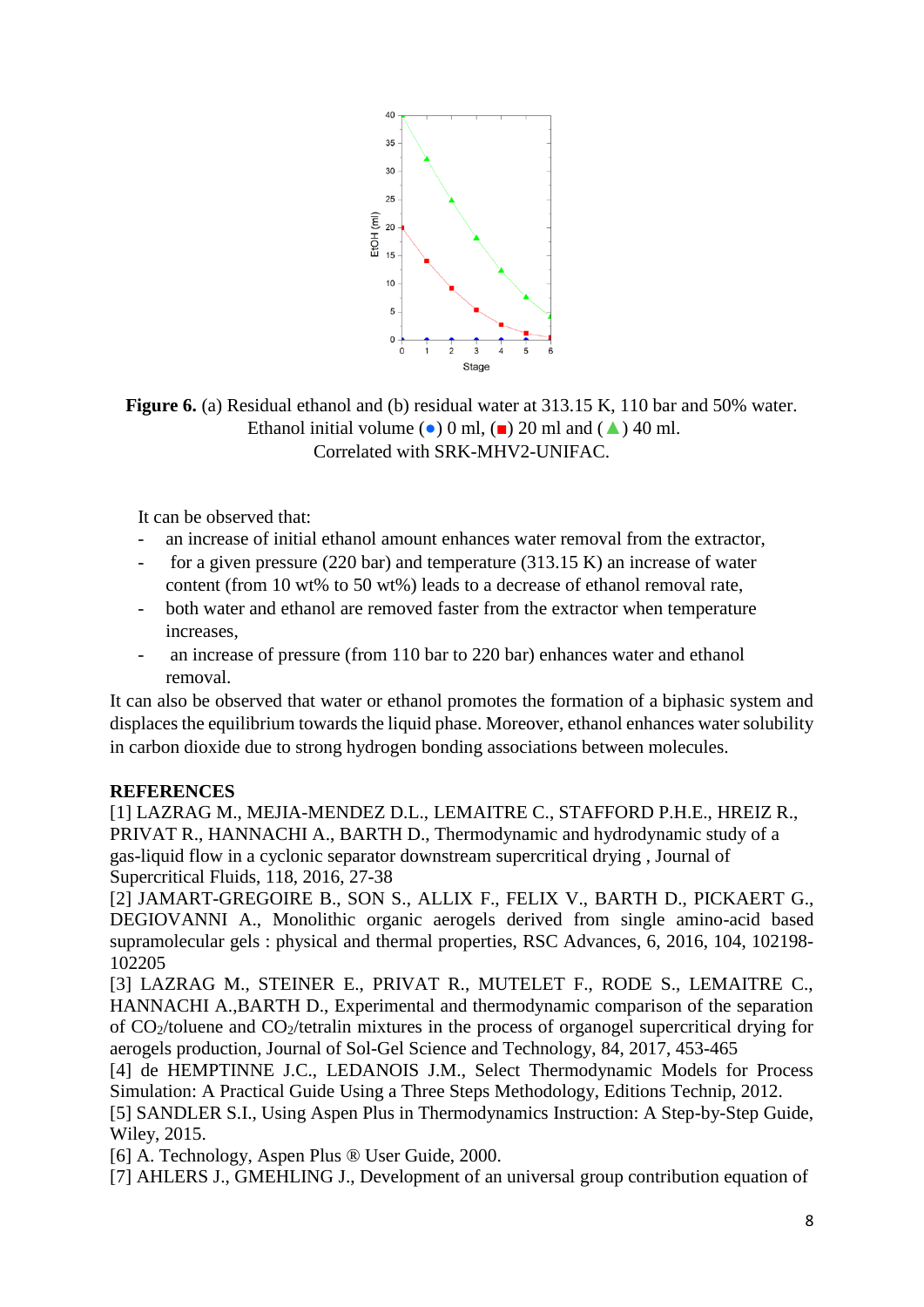**Figure 6.** (a) Residual ethanol and (b) residual water at 313.15 K, 110 bar and 50% water. Ethanol initial volume (●) 0 ml, (■) 20 ml and (▲) 40 ml. Correlated with SRK-MHV2-UNIFAC.

It can be observed that:

- an increase of initial ethanol amount enhances water removal from the extractor,
- for a given pressure (220 bar) and temperature (313.15 K) an increase of water content (from 10 wt% to 50 wt%) leads to a decrease of ethanol removal rate,
- both water and ethanol are removed faster from the extractor when temperature increases,
- an increase of pressure (from 110 bar to 220 bar) enhances water and ethanol removal.

It can also be observed that water or ethanol promotes the formation of a biphasic system and displaces the equilibrium towards the liquid phase. Moreover, ethanol enhances water solubility in carbon dioxide due to strong hydrogen bonding associations between molecules.

**REFERENCES**

[1] LAZRAG M., MEJIA-MENDEZ D.L., LEMAITRE C., STAFFORD P.H.E., HREIZ R., PRIVAT R., HANNACHI A., BARTH D., Thermodynamic and hydrodynamic study of a gas-liquid flow in a cyclonic separator downstream supercritical drying , Journal of Supercritical Fluids, 118, 2016, 27-38

[2] JAMART-GREGOIRE B., SON S., ALLIX F., FELIX V., BARTH D., PICKAERT G., DEGIOVANNI A., Monolithic organic aerogels derived from single amino-acid based supramolecular gels : physical and thermal properties, RSC Advances, 6, 2016, 104, 102198-102205

[3] LAZRAG M., STEINER E., PRIVAT R., MUTELET F., RODE S., LEMAITRE C., HANNACHI A.,BARTH D., Experimental and thermodynamic comparison of the separation of $CO_2$/toluene and $CO_2$/tetralin mixtures in the process of organogel supercritical drying for aerogels production, Journal of Sol-Gel Science and Technology, 84, 2017, 453-465

[4] de HEMPTINNE J.C., LEDANOIS J.M., Select Thermodynamic Models for Process Simulation: A Practical Guide Using a Three Steps Methodology, Editions Technip, 2012.

[5] SANDLER S.I., Using Aspen Plus in Thermodynamics Instruction: A Step-by-Step Guide, Wiley, 2015.

[6] A. Technology, Aspen Plus ® User Guide, 2000.

[7] AHLERS J., GMEHLING J., Development of an universal group contribution equation of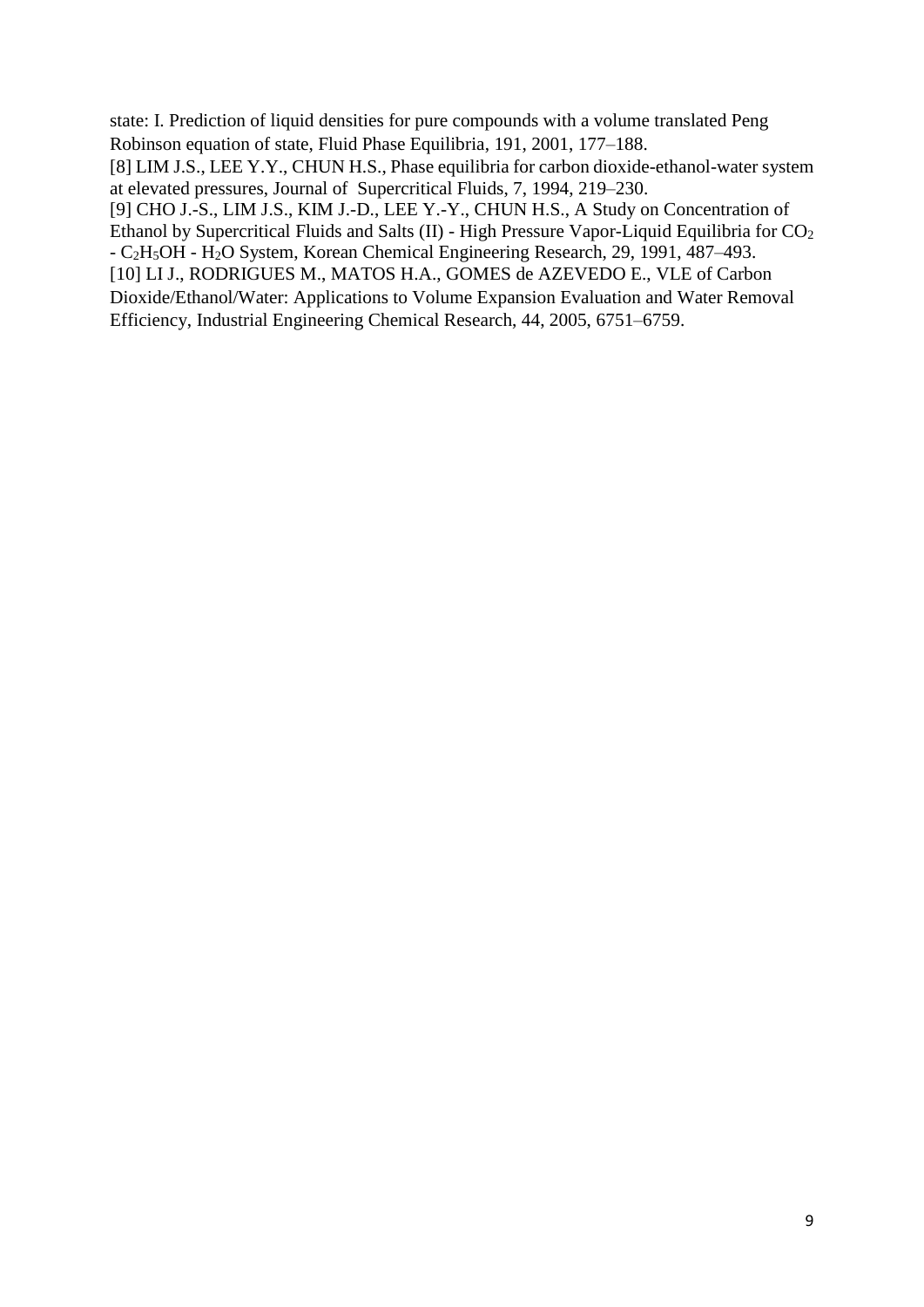state: I. Prediction of liquid densities for pure compounds with a volume translated Peng Robinson equation of state, Fluid Phase Equilibria, 191, 2001, 177–188.

[8] LIM J.S., LEE Y.Y., CHUN H.S., Phase equilibria for carbon dioxide-ethanol-water system at elevated pressures, Journal of Supercritical Fluids, 7, 1994, 219–230.

[9] CHO J.-S., LIM J.S., KIM J.-D., LEE Y.-Y., CHUN H.S., A Study on Concentration of Ethanol by Supercritical Fluids and Salts (II) - High Pressure Vapor-Liquid Equilibria for $CO_2$ - $C_2H_5OH$ - $H_2O$ System, Korean Chemical Engineering Research, 29, 1991, 487–493.

[10] LI J., RODRIGUES M., MATOS H.A., GOMES de AZEVEDO E., VLE of Carbon Dioxide/Ethanol/Water: Applications to Volume Expansion Evaluation and Water Removal Efficiency, Industrial Engineering Chemical Research, 44, 2005, 6751–6759.